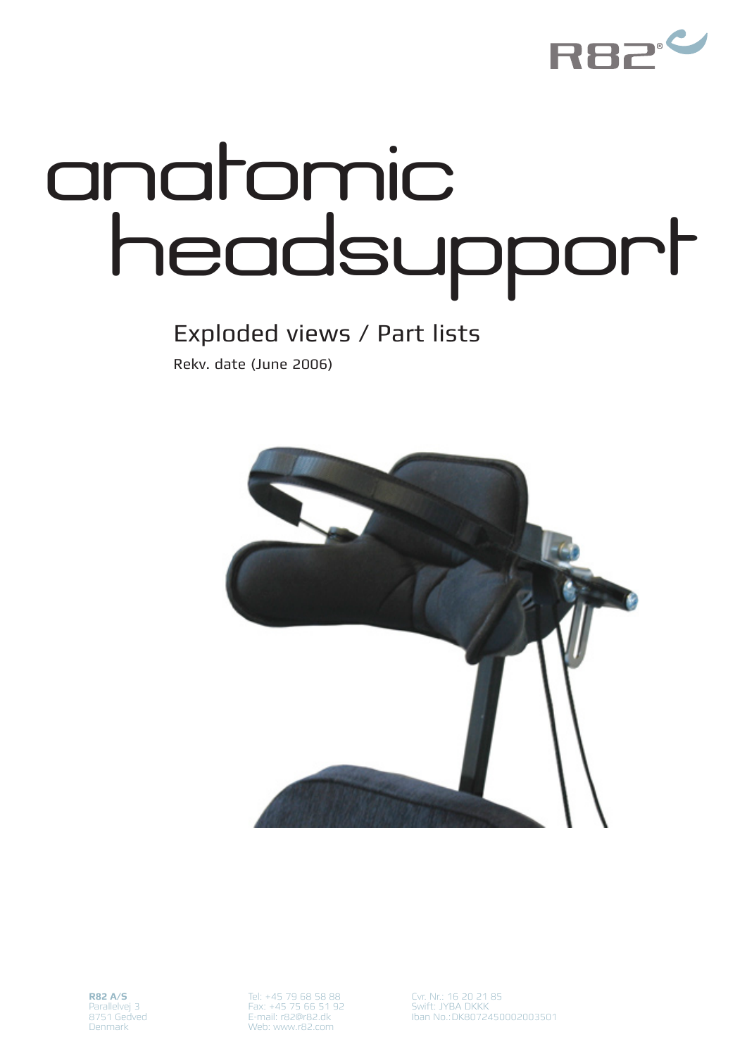# anatomic headsupport

## Exploded views / Part lists

Rekv. date (June 2006)

**R82 A/S**
Parallelvej 3
8751 Gedved
Denmark

Tel: +45 79 68 58 88
Fax: +45 75 66 51 92
E-mail: r82@r82.dk
Web: www.r82.com

Cvr. Nr.: 16 20 21 85
Swift: JYBA DKKK
Iban No.:DK8072450002003501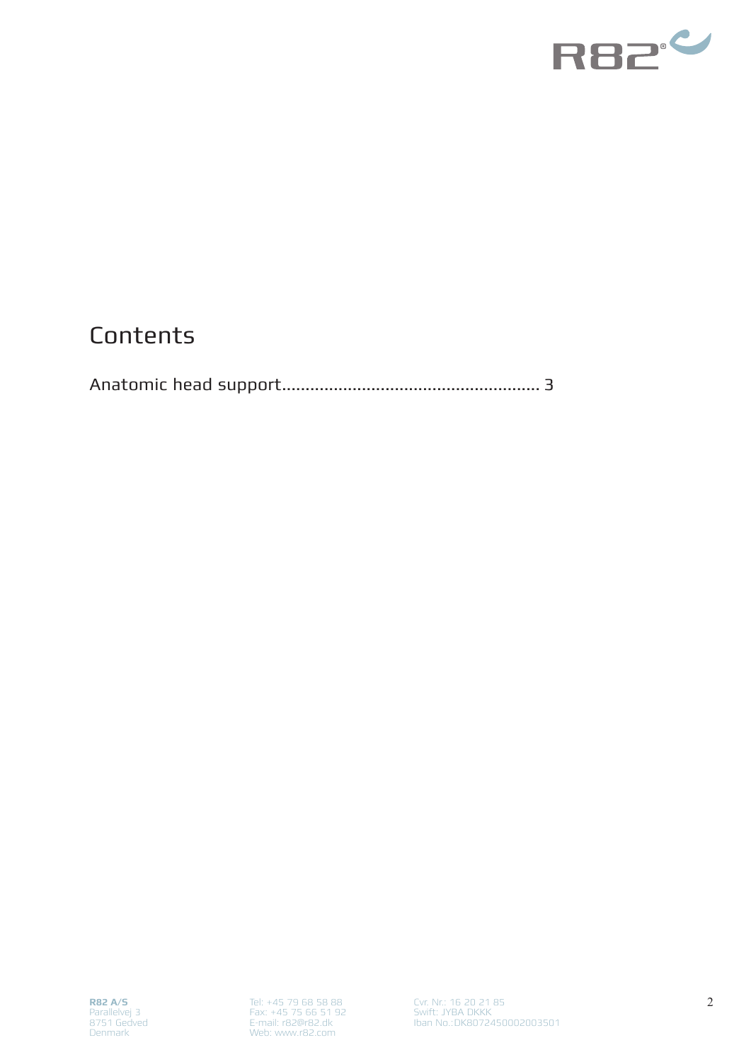# Contents

Anatomic head support........................................................ 3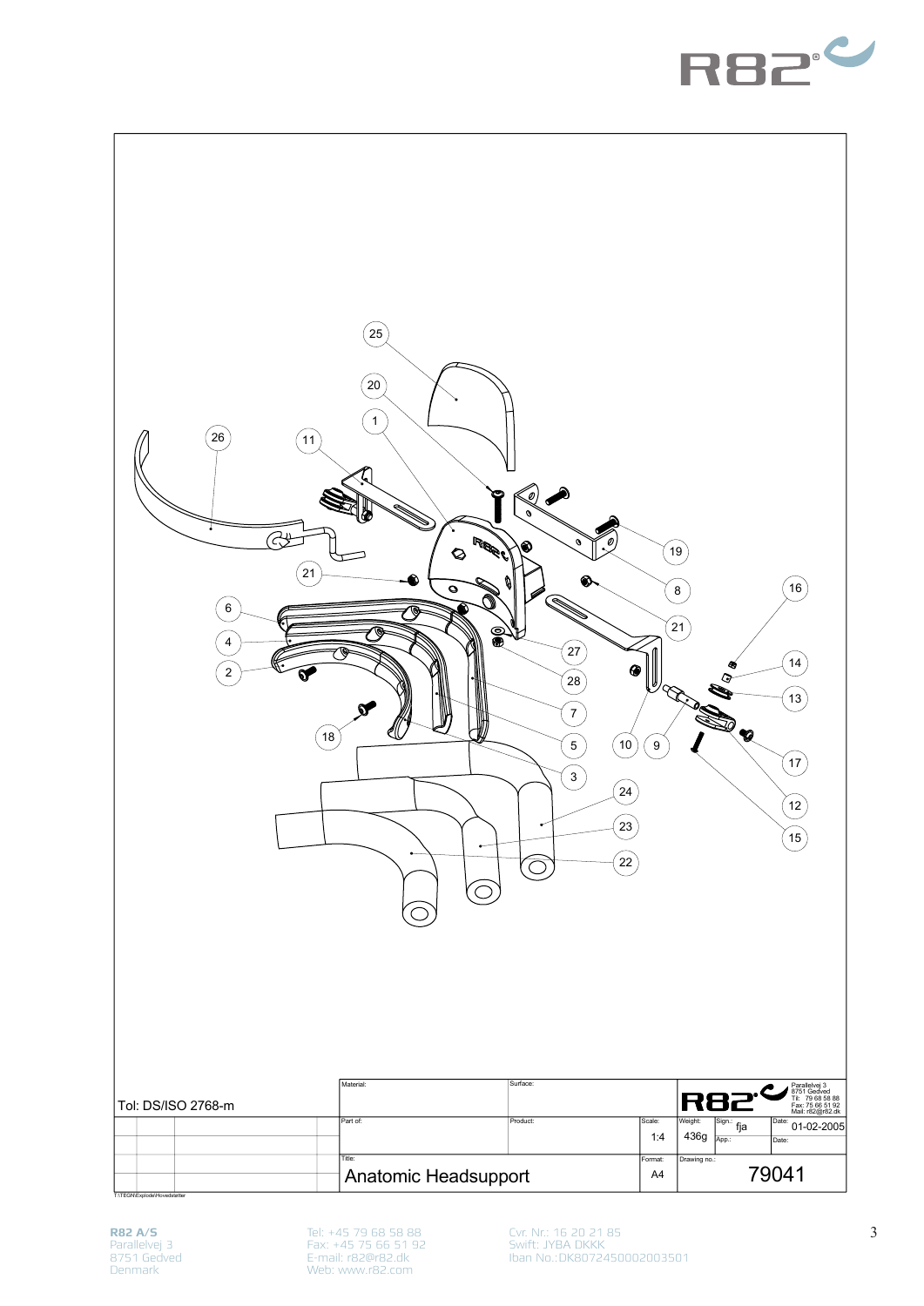Tol: DS/ISO 2768-m

| Material: | Surface: | | | Parallelvej 3 8751 Gedved Tlf: 79 68 58 88 Fax: 75 66 51 92 Mail: r82@r82.dk |
|---|---|---|---|---|
| Part of: | Product: | Scale: 1:4 | Weight: 436g | Sign.: fja | Date: 01-02-2005 |
| Title: Anatomic Headsupport | | Format: A4 | Drawing no.: 79041 | |

T:\TEGN\Explode\Hovedstøtter

**R82 A/S**
Parallelvej 3
8751 Gedved
Denmark

Tel: +45 79 68 58 88
Fax: +45 75 66 51 92
E-mail: r82@r82.dk
Web: www.r82.com

Cvr. Nr.: 16 20 21 85
Swift: JYBA DKKK
Iban No.:DK8072450002003501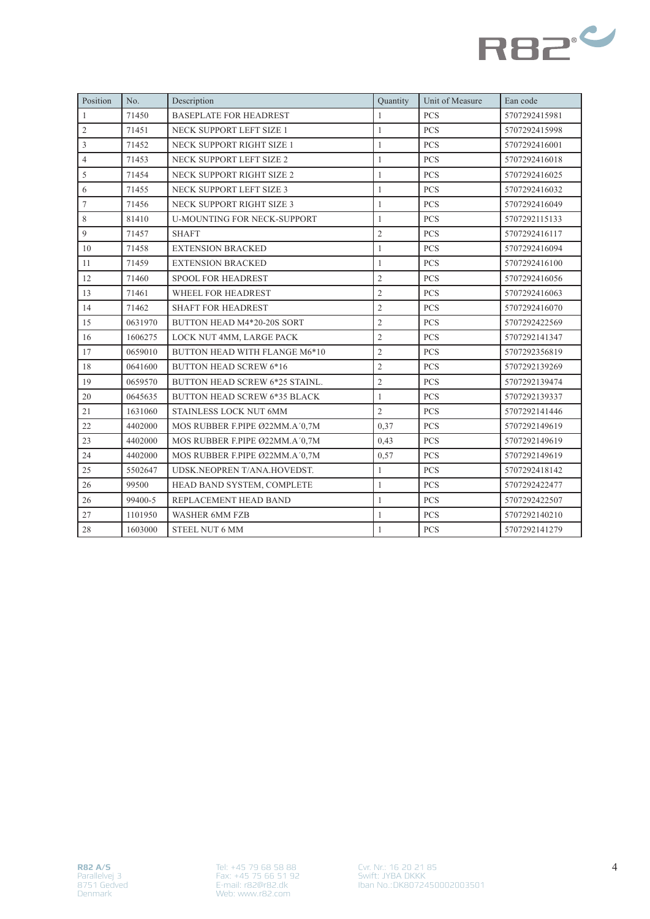| Position | No. | Description | Quantity | Unit of Measure | Ean code |
|---|---|---|---|---|---|
| 1 | 71450 | BASEPLATE FOR HEADREST | 1 | PCS | 5707292415981 |
| 2 | 71451 | NECK SUPPORT LEFT SIZE 1 | 1 | PCS | 5707292415998 |
| 3 | 71452 | NECK SUPPORT RIGHT SIZE 1 | 1 | PCS | 5707292416001 |
| 4 | 71453 | NECK SUPPORT LEFT SIZE 2 | 1 | PCS | 5707292416018 |
| 5 | 71454 | NECK SUPPORT RIGHT SIZE 2 | 1 | PCS | 5707292416025 |
| 6 | 71455 | NECK SUPPORT LEFT SIZE 3 | 1 | PCS | 5707292416032 |
| 7 | 71456 | NECK SUPPORT RIGHT SIZE 3 | 1 | PCS | 5707292416049 |
| 8 | 81410 | U-MOUNTING FOR NECK-SUPPORT | 1 | PCS | 5707292115133 |
| 9 | 71457 | SHAFT | 2 | PCS | 5707292416117 |
| 10 | 71458 | EXTENSION BRACKED | 1 | PCS | 5707292416094 |
| 11 | 71459 | EXTENSION BRACKED | 1 | PCS | 5707292416100 |
| 12 | 71460 | SPOOL FOR HEADREST | 2 | PCS | 5707292416056 |
| 13 | 71461 | WHEEL FOR HEADREST | 2 | PCS | 5707292416063 |
| 14 | 71462 | SHAFT FOR HEADREST | 2 | PCS | 5707292416070 |
| 15 | 0631970 | BUTTON HEAD M4*20-20S SORT | 2 | PCS | 5707292422569 |
| 16 | 1606275 | LOCK NUT 4MM, LARGE PACK | 2 | PCS | 5707292141347 |
| 17 | 0659010 | BUTTON HEAD WITH FLANGE M6*10 | 2 | PCS | 5707292356819 |
| 18 | 0641600 | BUTTON HEAD SCREW 6*16 | 2 | PCS | 5707292139269 |
| 19 | 0659570 | BUTTON HEAD SCREW 6*25 STAINL. | 2 | PCS | 5707292139474 |
| 20 | 0645635 | BUTTON HEAD SCREW 6*35 BLACK | 1 | PCS | 5707292139337 |
| 21 | 1631060 | STAINLESS LOCK NUT 6MM | 2 | PCS | 5707292141446 |
| 22 | 4402000 | MOS RUBBER F.PIPE Ø22MM.A´0,7M | 0,37 | PCS | 5707292149619 |
| 23 | 4402000 | MOS RUBBER F.PIPE Ø22MM.A´0,7M | 0,43 | PCS | 5707292149619 |
| 24 | 4402000 | MOS RUBBER F.PIPE Ø22MM.A´0,7M | 0,57 | PCS | 5707292149619 |
| 25 | 5502647 | UDSK.NEOPREN T/ANA.HOVEDST. | 1 | PCS | 5707292418142 |
| 26 | 99500 | HEAD BAND SYSTEM, COMPLETE | 1 | PCS | 5707292422477 |
| 26 | 99400-5 | REPLACEMENT HEAD BAND | 1 | PCS | 5707292422507 |
| 27 | 1101950 | WASHER 6MM FZB | 1 | PCS | 5707292140210 |
| 28 | 1603000 | STEEL NUT 6 MM | 1 | PCS | 5707292141279 |

**R82 A/S**
Parallelvej 3
8751 Gedved
Denmark

Tel: +45 79 68 58 88
Fax: +45 75 66 51 92
E-mail: r82@r82.dk
Web: www.r82.com

Cvr. Nr.: 16 20 21 85
Swift: JYBA DKKK
Iban No.:DK8072450002003501